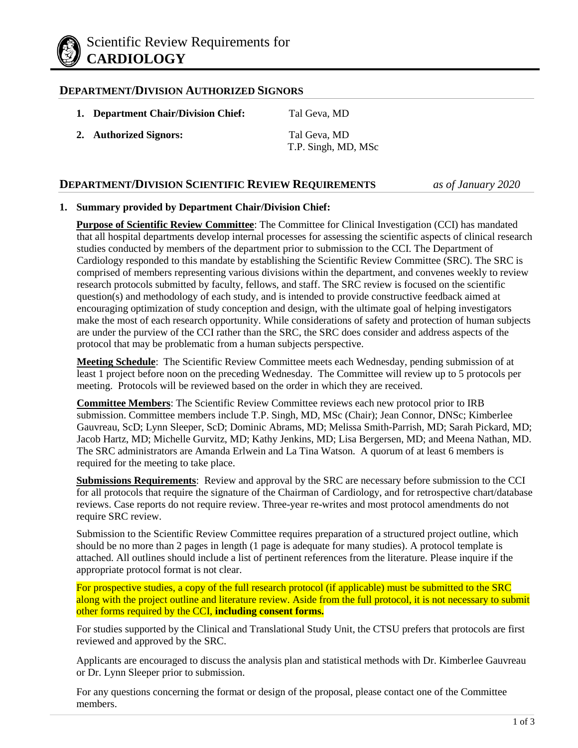# Scientific Review Requirements for **CARDIOLOGY**

## DEPARTMENT/DIVISION AUTHORIZED SIGNORS

1. **Department Chair/Division Chief:** Tal Geva, MD
2. **Authorized Signors:** Tal Geva, MD
   T.P. Singh, MD, MSc

## DEPARTMENT/DIVISION SCIENTIFIC REVIEW REQUIREMENTS *as of January 2020*

1. **Summary provided by Department Chair/Division Chief:**

**Purpose of Scientific Review Committee**: The Committee for Clinical Investigation (CCI) has mandated that all hospital departments develop internal processes for assessing the scientific aspects of clinical research studies conducted by members of the department prior to submission to the CCI. The Department of Cardiology responded to this mandate by establishing the Scientific Review Committee (SRC). The SRC is comprised of members representing various divisions within the department, and convenes weekly to review research protocols submitted by faculty, fellows, and staff. The SRC review is focused on the scientific question(s) and methodology of each study, and is intended to provide constructive feedback aimed at encouraging optimization of study conception and design, with the ultimate goal of helping investigators make the most of each research opportunity. While considerations of safety and protection of human subjects are under the purview of the CCI rather than the SRC, the SRC does consider and address aspects of the protocol that may be problematic from a human subjects perspective.

**Meeting Schedule**: The Scientific Review Committee meets each Wednesday, pending submission of at least 1 project before noon on the preceding Wednesday. The Committee will review up to 5 protocols per meeting. Protocols will be reviewed based on the order in which they are received.

**Committee Members**: The Scientific Review Committee reviews each new protocol prior to IRB submission. Committee members include T.P. Singh, MD, MSc (Chair); Jean Connor, DNSc; Kimberlee Gauvreau, ScD; Lynn Sleeper, ScD; Dominic Abrams, MD; Melissa Smith-Parrish, MD; Sarah Pickard, MD; Jacob Hartz, MD; Michelle Gurvitz, MD; Kathy Jenkins, MD; Lisa Bergersen, MD; and Meena Nathan, MD. The SRC administrators are Amanda Erlwein and La Tina Watson. A quorum of at least 6 members is required for the meeting to take place.

**Submissions Requirements**: Review and approval by the SRC are necessary before submission to the CCI for all protocols that require the signature of the Chairman of Cardiology, and for retrospective chart/database reviews. Case reports do not require review. Three-year re-writes and most protocol amendments do not require SRC review.

Submission to the Scientific Review Committee requires preparation of a structured project outline, which should be no more than 2 pages in length (1 page is adequate for many studies). A protocol template is attached. All outlines should include a list of pertinent references from the literature. Please inquire if the appropriate protocol format is not clear.

For prospective studies, a copy of the full research protocol (if applicable) must be submitted to the SRC along with the project outline and literature review. Aside from the full protocol, it is not necessary to submit other forms required by the CCI, **including consent forms.**

For studies supported by the Clinical and Translational Study Unit, the CTSU prefers that protocols are first reviewed and approved by the SRC.

Applicants are encouraged to discuss the analysis plan and statistical methods with Dr. Kimberlee Gauvreau or Dr. Lynn Sleeper prior to submission.

For any questions concerning the format or design of the proposal, please contact one of the Committee members.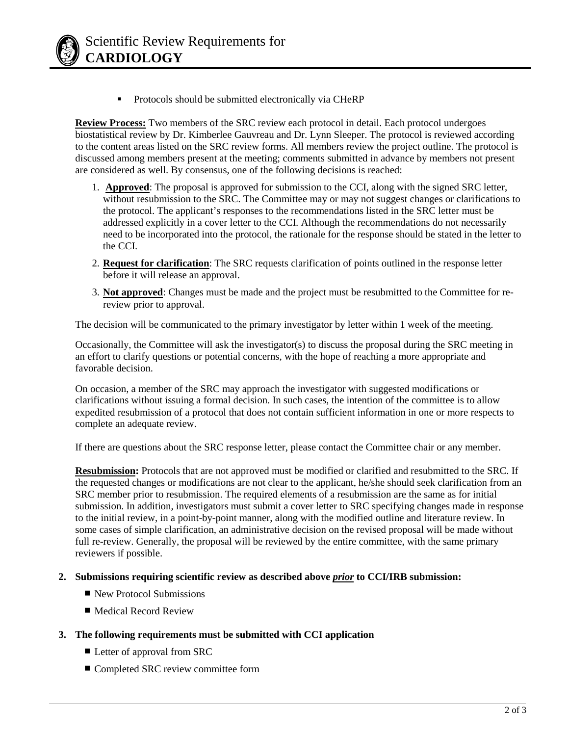- Protocols should be submitted electronically via CHeRP

**Review Process:** Two members of the SRC review each protocol in detail. Each protocol undergoes biostatistical review by Dr. Kimberlee Gauvreau and Dr. Lynn Sleeper. The protocol is reviewed according to the content areas listed on the SRC review forms. All members review the project outline. The protocol is discussed among members present at the meeting; comments submitted in advance by members not present are considered as well. By consensus, one of the following decisions is reached:

1. **Approved**: The proposal is approved for submission to the CCI, along with the signed SRC letter, without resubmission to the SRC. The Committee may or may not suggest changes or clarifications to the protocol. The applicant's responses to the recommendations listed in the SRC letter must be addressed explicitly in a cover letter to the CCI. Although the recommendations do not necessarily need to be incorporated into the protocol, the rationale for the response should be stated in the letter to the CCI.
2. **Request for clarification**: The SRC requests clarification of points outlined in the response letter before it will release an approval.
3. **Not approved**: Changes must be made and the project must be resubmitted to the Committee for re-review prior to approval.

The decision will be communicated to the primary investigator by letter within 1 week of the meeting.

Occasionally, the Committee will ask the investigator(s) to discuss the proposal during the SRC meeting in an effort to clarify questions or potential concerns, with the hope of reaching a more appropriate and favorable decision.

On occasion, a member of the SRC may approach the investigator with suggested modifications or clarifications without issuing a formal decision. In such cases, the intention of the committee is to allow expedited resubmission of a protocol that does not contain sufficient information in one or more respects to complete an adequate review.

If there are questions about the SRC response letter, please contact the Committee chair or any member.

**Resubmission:** Protocols that are not approved must be modified or clarified and resubmitted to the SRC. If the requested changes or modifications are not clear to the applicant, he/she should seek clarification from an SRC member prior to resubmission. The required elements of a resubmission are the same as for initial submission. In addition, investigators must submit a cover letter to SRC specifying changes made in response to the initial review, in a point-by-point manner, along with the modified outline and literature review. In some cases of simple clarification, an administrative decision on the revised proposal will be made without full re-review. Generally, the proposal will be reviewed by the entire committee, with the same primary reviewers if possible.

**2. Submissions requiring scientific review as described above *prior* to CCI/IRB submission:**

- New Protocol Submissions
- Medical Record Review

**3. The following requirements must be submitted with CCI application**

- Letter of approval from SRC
- Completed SRC review committee form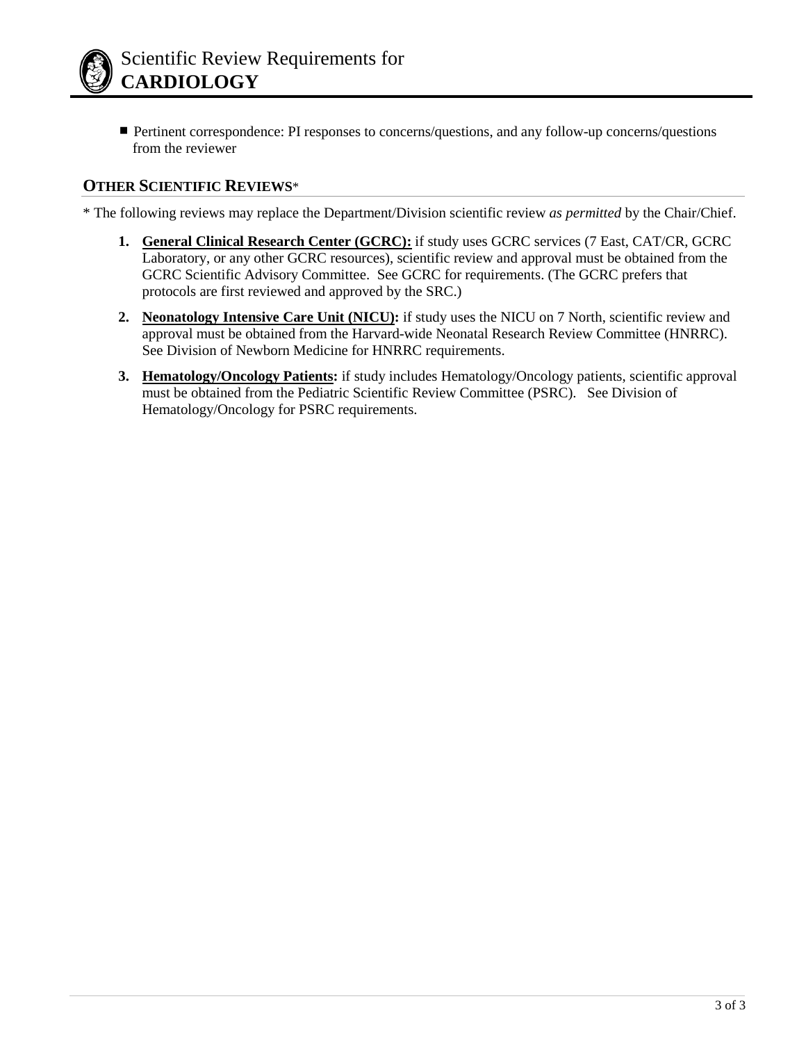- Pertinent correspondence: PI responses to concerns/questions, and any follow-up concerns/questions from the reviewer

## OTHER SCIENTIFIC REVIEWS*

* The following reviews may replace the Department/Division scientific review *as permitted* by the Chair/Chief.

1. **General Clinical Research Center (GCRC):** if study uses GCRC services (7 East, CAT/CR, GCRC Laboratory, or any other GCRC resources), scientific review and approval must be obtained from the GCRC Scientific Advisory Committee. See GCRC for requirements. (The GCRC prefers that protocols are first reviewed and approved by the SRC.)
2. **Neonatology Intensive Care Unit (NICU):** if study uses the NICU on 7 North, scientific review and approval must be obtained from the Harvard-wide Neonatal Research Review Committee (HNRRC). See Division of Newborn Medicine for HNRRC requirements.
3. **Hematology/Oncology Patients:** if study includes Hematology/Oncology patients, scientific approval must be obtained from the Pediatric Scientific Review Committee (PSRC). See Division of Hematology/Oncology for PSRC requirements.